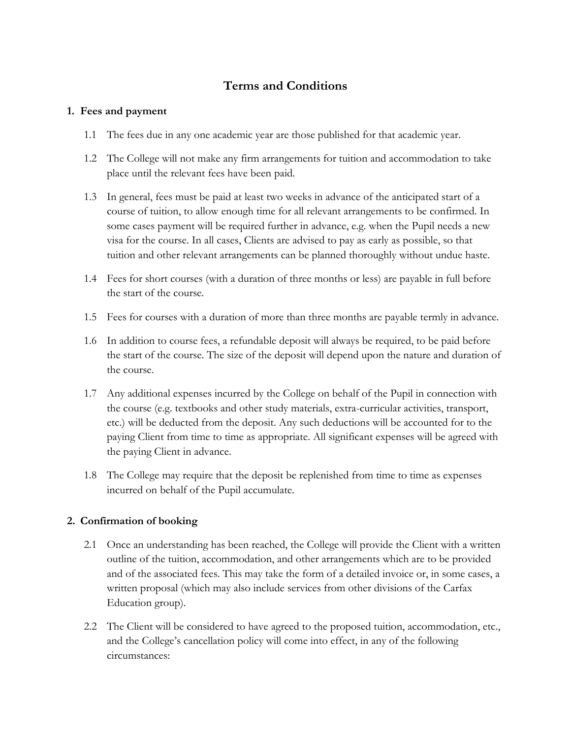# Terms and Conditions

## 1. Fees and payment

1.1 The fees due in any one academic year are those published for that academic year.

1.2 The College will not make any firm arrangements for tuition and accommodation to take place until the relevant fees have been paid.

1.3 In general, fees must be paid at least two weeks in advance of the anticipated start of a course of tuition, to allow enough time for all relevant arrangements to be confirmed. In some cases payment will be required further in advance, e.g. when the Pupil needs a new visa for the course. In all cases, Clients are advised to pay as early as possible, so that tuition and other relevant arrangements can be planned thoroughly without undue haste.

1.4 Fees for short courses (with a duration of three months or less) are payable in full before the start of the course.

1.5 Fees for courses with a duration of more than three months are payable termly in advance.

1.6 In addition to course fees, a refundable deposit will always be required, to be paid before the start of the course. The size of the deposit will depend upon the nature and duration of the course.

1.7 Any additional expenses incurred by the College on behalf of the Pupil in connection with the course (e.g. textbooks and other study materials, extra-curricular activities, transport, etc.) will be deducted from the deposit. Any such deductions will be accounted for to the paying Client from time to time as appropriate. All significant expenses will be agreed with the paying Client in advance.

1.8 The College may require that the deposit be replenished from time to time as expenses incurred on behalf of the Pupil accumulate.

## 2. Confirmation of booking

2.1 Once an understanding has been reached, the College will provide the Client with a written outline of the tuition, accommodation, and other arrangements which are to be provided and of the associated fees. This may take the form of a detailed invoice or, in some cases, a written proposal (which may also include services from other divisions of the Carfax Education group).

2.2 The Client will be considered to have agreed to the proposed tuition, accommodation, etc., and the College's cancellation policy will come into effect, in any of the following circumstances: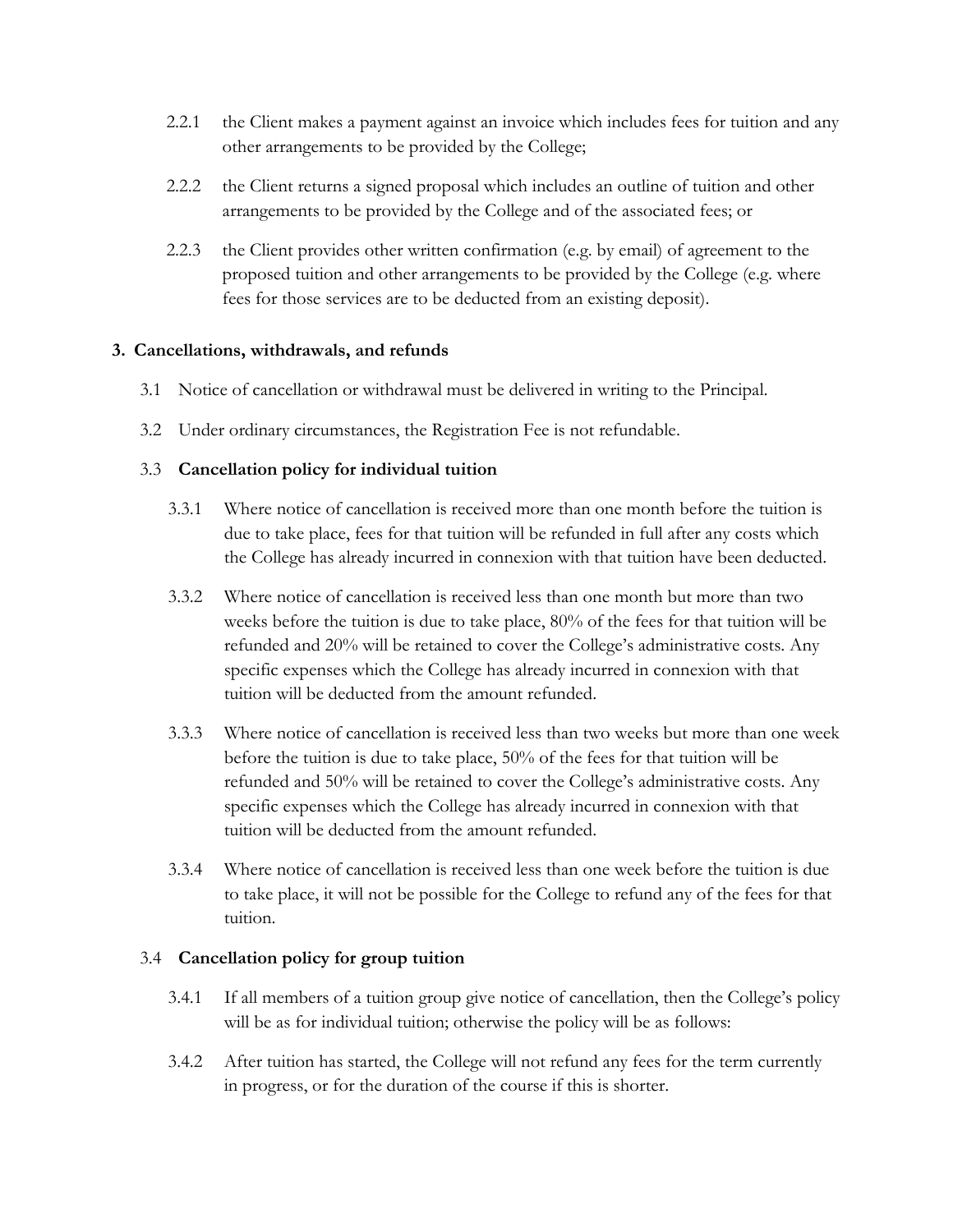2.2.1 the Client makes a payment against an invoice which includes fees for tuition and any other arrangements to be provided by the College;

2.2.2 the Client returns a signed proposal which includes an outline of tuition and other arrangements to be provided by the College and of the associated fees; or

2.2.3 the Client provides other written confirmation (e.g. by email) of agreement to the proposed tuition and other arrangements to be provided by the College (e.g. where fees for those services are to be deducted from an existing deposit).

## 3. Cancellations, withdrawals, and refunds

3.1 Notice of cancellation or withdrawal must be delivered in writing to the Principal.

3.2 Under ordinary circumstances, the Registration Fee is not refundable.

3.3 **Cancellation policy for individual tuition**

3.3.1 Where notice of cancellation is received more than one month before the tuition is due to take place, fees for that tuition will be refunded in full after any costs which the College has already incurred in connexion with that tuition have been deducted.

3.3.2 Where notice of cancellation is received less than one month but more than two weeks before the tuition is due to take place, 80% of the fees for that tuition will be refunded and 20% will be retained to cover the College's administrative costs. Any specific expenses which the College has already incurred in connexion with that tuition will be deducted from the amount refunded.

3.3.3 Where notice of cancellation is received less than two weeks but more than one week before the tuition is due to take place, 50% of the fees for that tuition will be refunded and 50% will be retained to cover the College's administrative costs. Any specific expenses which the College has already incurred in connexion with that tuition will be deducted from the amount refunded.

3.3.4 Where notice of cancellation is received less than one week before the tuition is due to take place, it will not be possible for the College to refund any of the fees for that tuition.

3.4 **Cancellation policy for group tuition**

3.4.1 If all members of a tuition group give notice of cancellation, then the College's policy will be as for individual tuition; otherwise the policy will be as follows:

3.4.2 After tuition has started, the College will not refund any fees for the term currently in progress, or for the duration of the course if this is shorter.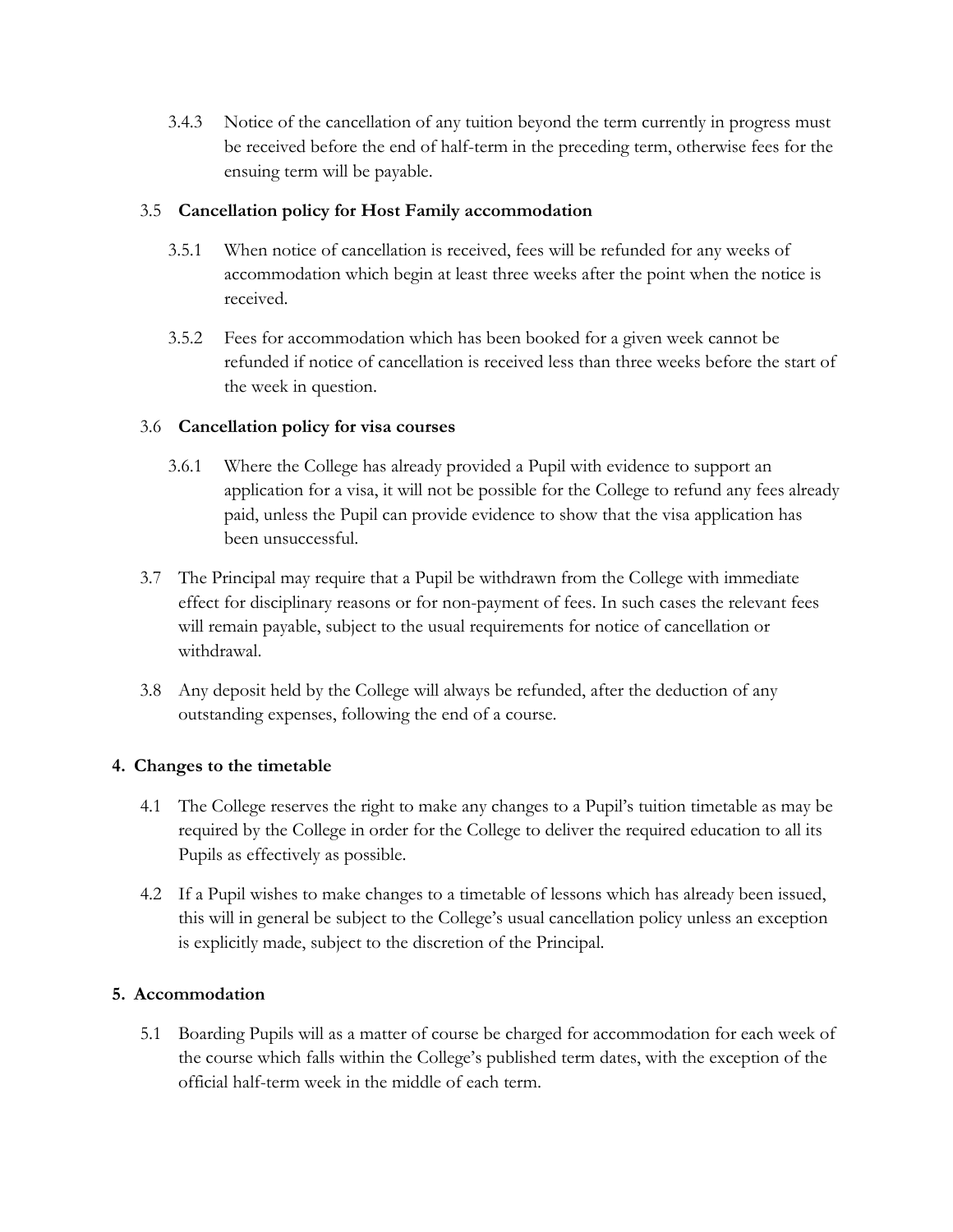3.4.3 Notice of the cancellation of any tuition beyond the term currently in progress must be received before the end of half-term in the preceding term, otherwise fees for the ensuing term will be payable.

3.5 **Cancellation policy for Host Family accommodation**

3.5.1 When notice of cancellation is received, fees will be refunded for any weeks of accommodation which begin at least three weeks after the point when the notice is received.

3.5.2 Fees for accommodation which has been booked for a given week cannot be refunded if notice of cancellation is received less than three weeks before the start of the week in question.

3.6 **Cancellation policy for visa courses**

3.6.1 Where the College has already provided a Pupil with evidence to support an application for a visa, it will not be possible for the College to refund any fees already paid, unless the Pupil can provide evidence to show that the visa application has been unsuccessful.

3.7 The Principal may require that a Pupil be withdrawn from the College with immediate effect for disciplinary reasons or for non-payment of fees. In such cases the relevant fees will remain payable, subject to the usual requirements for notice of cancellation or withdrawal.

3.8 Any deposit held by the College will always be refunded, after the deduction of any outstanding expenses, following the end of a course.

## 4. Changes to the timetable

4.1 The College reserves the right to make any changes to a Pupil's tuition timetable as may be required by the College in order for the College to deliver the required education to all its Pupils as effectively as possible.

4.2 If a Pupil wishes to make changes to a timetable of lessons which has already been issued, this will in general be subject to the College's usual cancellation policy unless an exception is explicitly made, subject to the discretion of the Principal.

## 5. Accommodation

5.1 Boarding Pupils will as a matter of course be charged for accommodation for each week of the course which falls within the College's published term dates, with the exception of the official half-term week in the middle of each term.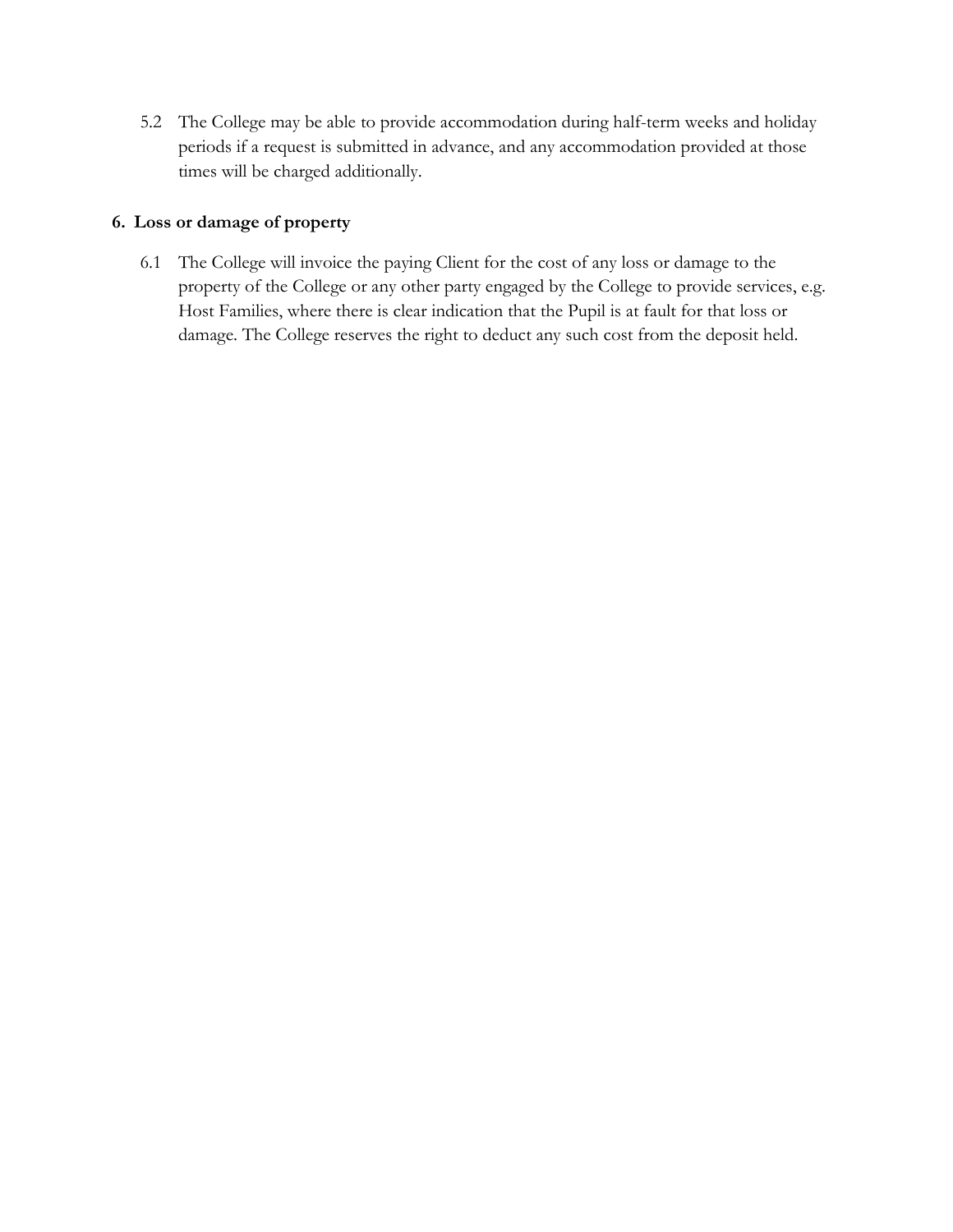5.2 The College may be able to provide accommodation during half-term weeks and holiday periods if a request is submitted in advance, and any accommodation provided at those times will be charged additionally.

## 6. Loss or damage of property

6.1 The College will invoice the paying Client for the cost of any loss or damage to the property of the College or any other party engaged by the College to provide services, e.g. Host Families, where there is clear indication that the Pupil is at fault for that loss or damage. The College reserves the right to deduct any such cost from the deposit held.